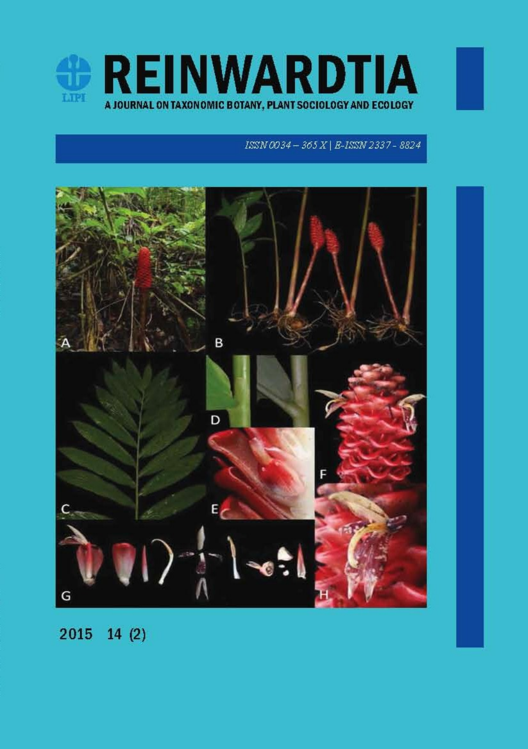# REINWARDTIA

A JOURNAL ON TAXONOMIC BOTANY, PLANT SOCIOLOGY AND ECOLOGY

*ISSN 0034 – 365 X | E-ISSN 2337 - 8824*

2015 14 (2)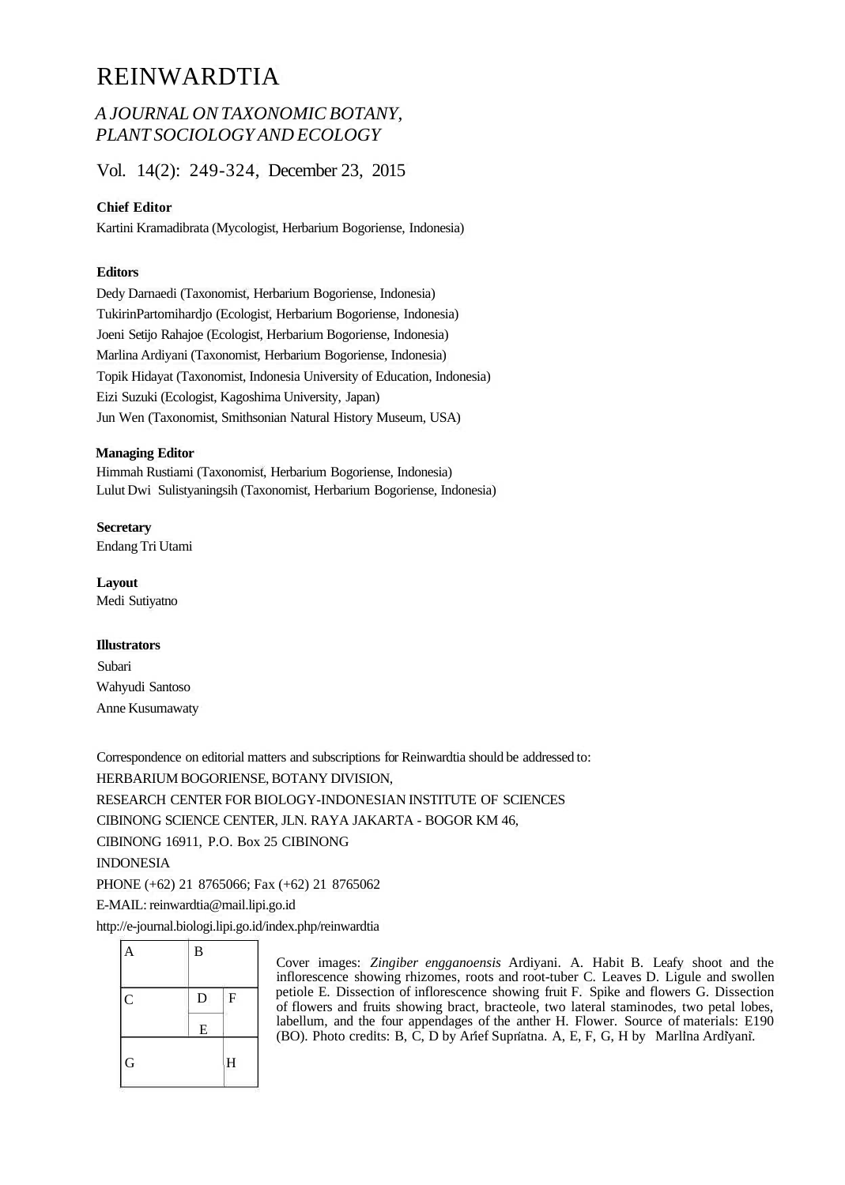# REINWARDTIA

*A JOURNAL ON TAXONOMIC BOTANY, PLANT SOCIOLOGY AND ECOLOGY*

Vol. 14(2): 249-324, December 23, 2015

**Chief Editor**

Kartini Kramadibrata (Mycologist, Herbarium Bogoriense, Indonesia)

**Editors**

Dedy Darnaedi (Taxonomist, Herbarium Bogoriense, Indonesia)
TukirinPartomihardjo (Ecologist, Herbarium Bogoriense, Indonesia)
Joeni Setijo Rahajoe (Ecologist, Herbarium Bogoriense, Indonesia)
Marlina Ardiyani (Taxonomist, Herbarium Bogoriense, Indonesia)
Topik Hidayat (Taxonomist, Indonesia University of Education, Indonesia)
Eizi Suzuki (Ecologist, Kagoshima University, Japan)
Jun Wen (Taxonomist, Smithsonian Natural History Museum, USA)

**Managing Editor**

Himmah Rustiami (Taxonomist, Herbarium Bogoriense, Indonesia)
Lulut Dwi Sulistyaningsih (Taxonomist, Herbarium Bogoriense, Indonesia)

**Secretary**

Endang Tri Utami

**Layout**

Medi Sutiyatno

**Illustrators**

Subari
Wahyudi Santoso
Anne Kusumawaty

Correspondence on editorial matters and subscriptions for Reinwardtia should be addressed to:
HERBARIUM BOGORIENSE, BOTANY DIVISION,
RESEARCH CENTER FOR BIOLOGY-INDONESIAN INSTITUTE OF SCIENCES
CIBINONG SCIENCE CENTER, JLN. RAYA JAKARTA - BOGOR KM 46,
CIBINONG 16911, P.O. Box 25 CIBINONG
INDONESIA
PHONE (+62) 21 8765066; Fax (+62) 21 8765062
E-MAIL: reinwardtia@mail.lipi.go.id
http://e-journal.biologi.lipi.go.id/index.php/reinwardtia

| A | B | |
|---|---|---|
| C | D | F |
| | E | |
| G | | H |

Cover images: *Zingiber engganoensis* Ardiyani. A. Habit B. Leafy shoot and the inflorescence showing rhizomes, roots and root-tuber C. Leaves D. Ligule and swollen petiole E. Dissection of inflorescence showing fruit F. Spike and flowers G. Dissection of flowers and fruits showing bract, bracteole, two lateral staminodes, two petal lobes, labellum, and the four appendages of the anther H. Flower. Source of materials: E190 (BO). Photo credits: B, C, D by Arief Supriatna. A, E, F, G, H by Marlina Ardiyani.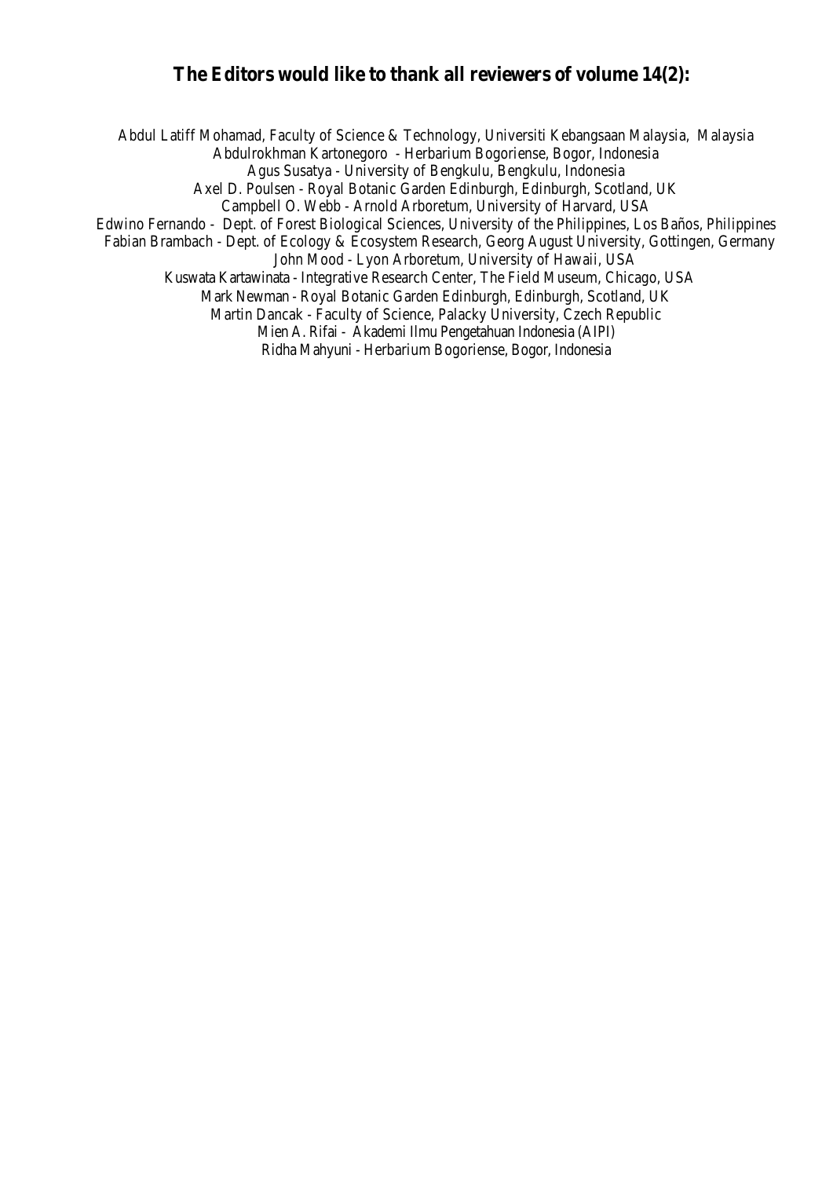## The Editors would like to thank all reviewers of volume 14(2):

Abdul Latiff Mohamad, Faculty of Science & Technology, Universiti Kebangsaan Malaysia, Malaysia
Abdulrokhman Kartonegoro - Herbarium Bogoriense, Bogor, Indonesia
Agus Susatya - University of Bengkulu, Bengkulu, Indonesia
Axel D. Poulsen - Royal Botanic Garden Edinburgh, Edinburgh, Scotland, UK
Campbell O. Webb - Arnold Arboretum, University of Harvard, USA
Edwino Fernando - Dept. of Forest Biological Sciences, University of the Philippines, Los Baños, Philippines
Fabian Brambach - Dept. of Ecology & Ecosystem Research, Georg August University, Gottingen, Germany
John Mood - Lyon Arboretum, University of Hawaii, USA
Kuswata Kartawinata - Integrative Research Center, The Field Museum, Chicago, USA
Mark Newman - Royal Botanic Garden Edinburgh, Edinburgh, Scotland, UK
Martin Dancak - Faculty of Science, Palacky University, Czech Republic
Mien A. Rifai - Akademi Ilmu Pengetahuan Indonesia (AIPI)
Ridha Mahyuni - Herbarium Bogoriense, Bogor, Indonesia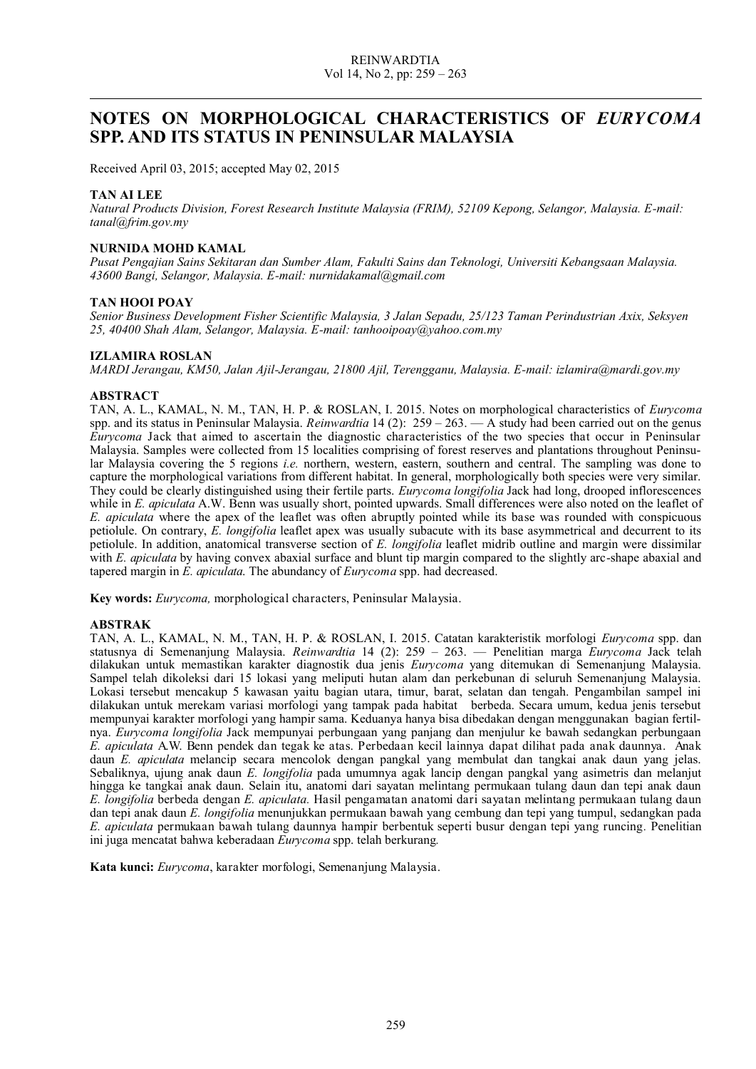# NOTES ON MORPHOLOGICAL CHARACTERISTICS OF *EURYCOMA* SPP. AND ITS STATUS IN PENINSULAR MALAYSIA

Received April 03, 2015; accepted May 02, 2015

**TAN AI LEE**

*Natural Products Division, Forest Research Institute Malaysia (FRIM), 52109 Kepong, Selangor, Malaysia. E-mail: tanal@frim.gov.my*

**NURNIDA MOHD KAMAL**

*Pusat Pengajian Sains Sekitaran dan Sumber Alam, Fakulti Sains dan Teknologi, Universiti Kebangsaan Malaysia. 43600 Bangi, Selangor, Malaysia. E-mail: nurnidakamal@gmail.com*

**TAN HOOI POAY**

*Senior Business Development Fisher Scientific Malaysia, 3 Jalan Sepadu, 25/123 Taman Perindustrian Axix, Seksyen 25, 40400 Shah Alam, Selangor, Malaysia. E-mail: tanhooipoay@yahoo.com.my*

**IZLAMIRA ROSLAN**

*MARDI Jerangau, KM50, Jalan Ajil-Jerangau, 21800 Ajil, Terengganu, Malaysia. E-mail: izlamira@mardi.gov.my*

## ABSTRACT

TAN, A. L., KAMAL, N. M., TAN, H. P. & ROSLAN, I. 2015. Notes on morphological characteristics of *Eurycoma* spp. and its status in Peninsular Malaysia. *Reinwardtia* 14 (2): 259 – 263. — A study had been carried out on the genus *Eurycoma* Jack that aimed to ascertain the diagnostic characteristics of the two species that occur in Peninsular Malaysia. Samples were collected from 15 localities comprising of forest reserves and plantations throughout Peninsular Malaysia covering the 5 regions *i.e.* northern, western, eastern, southern and central. The sampling was done to capture the morphological variations from different habitat. In general, morphologically both species were very similar. They could be clearly distinguished using their fertile parts. *Eurycoma longifolia* Jack had long, drooped inflorescences while in *E. apiculata* A.W. Benn was usually short, pointed upwards. Small differences were also noted on the leaflet of *E. apiculata* where the apex of the leaflet was often abruptly pointed while its base was rounded with conspicuous petiolule. On contrary, *E. longifolia* leaflet apex was usually subacute with its base asymmetrical and decurrent to its petiolule. In addition, anatomical transverse section of *E. longifolia* leaflet midrib outline and margin were dissimilar with *E. apiculata* by having convex abaxial surface and blunt tip margin compared to the slightly arc-shape abaxial and tapered margin in *E. apiculata*. The abundancy of *Eurycoma* spp. had decreased.

**Key words:** *Eurycoma,* morphological characters, Peninsular Malaysia.

## ABSTRAK

TAN, A. L., KAMAL, N. M., TAN, H. P. & ROSLAN, I. 2015. Catatan karakteristik morfologi *Eurycoma* spp. dan statusnya di Semenanjung Malaysia. *Reinwardtia* 14 (2): 259 – 263. — Penelitian marga *Eurycoma* Jack telah dilakukan untuk memastikan karakter diagnostik dua jenis *Eurycoma* yang ditemukan di Semenanjung Malaysia. Sampel telah dikoleksi dari 15 lokasi yang meliputi hutan alam dan perkebunan di seluruh Semenanjung Malaysia. Lokasi tersebut mencakup 5 kawasan yaitu bagian utara, timur, barat, selatan dan tengah. Pengambilan sampel ini dilakukan untuk merekam variasi morfologi yang tampak pada habitat berbeda. Secara umum, kedua jenis tersebut mempunyai karakter morfologi yang hampir sama. Keduanya hanya bisa dibedakan dengan menggunakan bagian fertilnya. *Eurycoma longifolia* Jack mempunyai perbungaan yang panjang dan menjulur ke bawah sedangkan perbungaan *E. apiculata* A.W. Benn pendek dan tegak ke atas. Perbedaan kecil lainnya dapat dilihat pada anak daunnya. Anak daun *E. apiculata* melancip secara mencolok dengan pangkal yang membulat dan tangkai anak daun yang jelas. Sebaliknya, ujung anak daun *E. longifolia* pada umumnya agak lancip dengan pangkal yang asimetris dan melanjut hingga ke tangkai anak daun. Selain itu, anatomi dari sayatan melintang permukaan tulang daun dan tepi anak daun *E. longifolia* berbeda dengan *E. apiculata.* Hasil pengamatan anatomi dari sayatan melintang permukaan tulang daun dan tepi anak daun *E. longifolia* menunjukkan permukaan bawah yang cembung dan tepi yang tumpul, sedangkan pada *E. apiculata* permukaan bawah tulang daunnya hampir berbentuk seperti busur dengan tepi yang runcing. Penelitian ini juga mencatat bahwa keberadaan *Eurycoma* spp. telah berkurang.

**Kata kunci:** *Eurycoma*, karakter morfologi, Semenanjung Malaysia.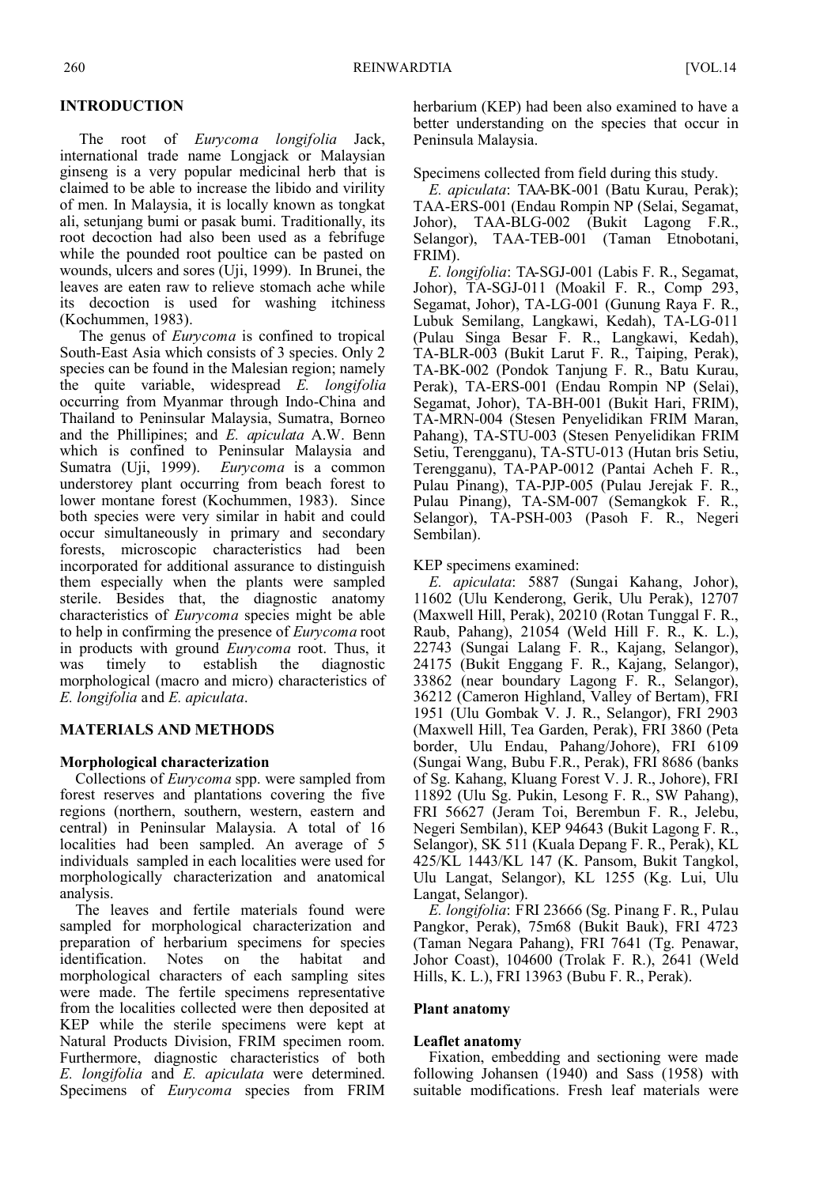## INTRODUCTION

The root of *Eurycoma longifolia* Jack, international trade name Longjack or Malaysian ginseng is a very popular medicinal herb that is claimed to be able to increase the libido and virility of men. In Malaysia, it is locally known as tongkat ali, setunjang bumi or pasak bumi. Traditionally, its root decoction had also been used as a febrifuge while the pounded root poultice can be pasted on wounds, ulcers and sores (Uji, 1999). In Brunei, the leaves are eaten raw to relieve stomach ache while its decoction is used for washing itchiness (Kochummen, 1983).

The genus of *Eurycoma* is confined to tropical South-East Asia which consists of 3 species. Only 2 species can be found in the Malesian region; namely the quite variable, widespread *E. longifolia* occurring from Myanmar through Indo-China and Thailand to Peninsular Malaysia, Sumatra, Borneo and the Phillipines; and *E. apiculata* A.W. Benn which is confined to Peninsular Malaysia and Sumatra (Uji, 1999). *Eurycoma* is a common understorey plant occurring from beach forest to lower montane forest (Kochummen, 1983). Since both species were very similar in habit and could occur simultaneously in primary and secondary forests, microscopic characteristics had been incorporated for additional assurance to distinguish them especially when the plants were sampled sterile. Besides that, the diagnostic anatomy characteristics of *Eurycoma* species might be able to help in confirming the presence of *Eurycoma* root in products with ground *Eurycoma* root. Thus, it was timely to establish the diagnostic morphological (macro and micro) characteristics of *E. longifolia* and *E. apiculata*.

## MATERIALS AND METHODS

### Morphological characterization

Collections of *Eurycoma* spp. were sampled from forest reserves and plantations covering the five regions (northern, southern, western, eastern and central) in Peninsular Malaysia. A total of 16 localities had been sampled. An average of 5 individuals sampled in each localities were used for morphologically characterization and anatomical analysis.

The leaves and fertile materials found were sampled for morphological characterization and preparation of herbarium specimens for species identification. Notes on the habitat and morphological characters of each sampling sites were made. The fertile specimens representative from the localities collected were then deposited at KEP while the sterile specimens were kept at Natural Products Division, FRIM specimen room. Furthermore, diagnostic characteristics of both *E. longifolia* and *E. apiculata* were determined. Specimens of *Eurycoma* species from FRIM herbarium (KEP) had been also examined to have a better understanding on the species that occur in Peninsula Malaysia.

Specimens collected from field during this study.

*E. apiculata*: TAA-BK-001 (Batu Kurau, Perak); TAA-ERS-001 (Endau Rompin NP (Selai, Segamat, Johor), TAA-BLG-002 (Bukit Lagong F.R., Selangor), TAA-TEB-001 (Taman Etnobotani, FRIM).

*E. longifolia*: TA-SGJ-001 (Labis F. R., Segamat, Johor), TA-SGJ-011 (Moakil F. R., Comp 293, Segamat, Johor), TA-LG-001 (Gunung Raya F. R., Lubuk Semilang, Langkawi, Kedah), TA-LG-011 (Pulau Singa Besar F. R., Langkawi, Kedah), TA-BLR-003 (Bukit Larut F. R., Taiping, Perak), TA-BK-002 (Pondok Tanjung F. R., Batu Kurau, Perak), TA-ERS-001 (Endau Rompin NP (Selai), Segamat, Johor), TA-BH-001 (Bukit Hari, FRIM), TA-MRN-004 (Stesen Penyelidikan FRIM Maran, Pahang), TA-STU-003 (Stesen Penyelidikan FRIM Setiu, Terengganu), TA-STU-013 (Hutan bris Setiu, Terengganu), TA-PAP-0012 (Pantai Acheh F. R., Pulau Pinang), TA-PJP-005 (Pulau Jerejak F. R., Pulau Pinang), TA-SM-007 (Semangkok F. R., Selangor), TA-PSH-003 (Pasoh F. R., Negeri Sembilan).

KEP specimens examined:

*E. apiculata*: 5887 (Sungai Kahang, Johor), 11602 (Ulu Kenderong, Gerik, Ulu Perak), 12707 (Maxwell Hill, Perak), 20210 (Rotan Tunggal F. R., Raub, Pahang), 21054 (Weld Hill F. R., K. L.), 22743 (Sungai Lalang F. R., Kajang, Selangor), 24175 (Bukit Enggang F. R., Kajang, Selangor), 33862 (near boundary Lagong F. R., Selangor), 36212 (Cameron Highland, Valley of Bertam), FRI 1951 (Ulu Gombak V. J. R., Selangor), FRI 2903 (Maxwell Hill, Tea Garden, Perak), FRI 3860 (Peta border, Ulu Endau, Pahang/Johore), FRI 6109 (Sungai Wang, Bubu F.R., Perak), FRI 8686 (banks of Sg. Kahang, Kluang Forest V. J. R., Johore), FRI 11892 (Ulu Sg. Pukin, Lesong F. R., SW Pahang), FRI 56627 (Jeram Toi, Berembun F. R., Jelebu, Negeri Sembilan), KEP 94643 (Bukit Lagong F. R., Selangor), SK 511 (Kuala Depang F. R., Perak), KL 425/KL 1443/KL 147 (K. Pansom, Bukit Tangkol, Ulu Langat, Selangor), KL 1255 (Kg. Lui, Ulu Langat, Selangor).

*E. longifolia*: FRI 23666 (Sg. Pinang F. R., Pulau Pangkor, Perak), 75m68 (Bukit Bauk), FRI 4723 (Taman Negara Pahang), FRI 7641 (Tg. Penawar, Johor Coast), 104600 (Trolak F. R.), 2641 (Weld Hills, K. L.), FRI 13963 (Bubu F. R., Perak).

### Plant anatomy

#### Leaflet anatomy

Fixation, embedding and sectioning were made following Johansen (1940) and Sass (1958) with suitable modifications. Fresh leaf materials were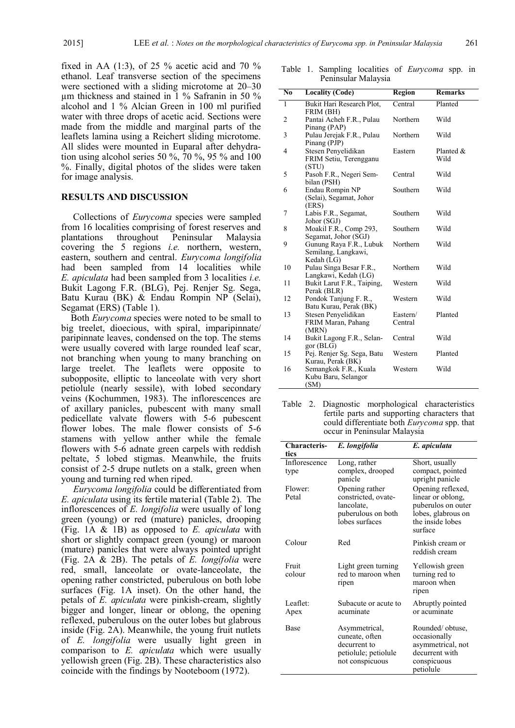fixed in AA (1:3), of 25 % acetic acid and 70 % ethanol. Leaf transverse section of the specimens were sectioned with a sliding microtome at 20–30 µm thickness and stained in 1 % Safranin in 50 % alcohol and 1 % Alcian Green in 100 ml purified water with three drops of acetic acid. Sections were made from the middle and marginal parts of the leaflets lamina using a Reichert sliding microtome. All slides were mounted in Euparal after dehydration using alcohol series 50 %, 70 %, 95 % and 100 %. Finally, digital photos of the slides were taken for image analysis.

## RESULTS AND DISCUSSION

Collections of *Eurycoma* species were sampled from 16 localities comprising of forest reserves and plantations throughout Peninsular Malaysia covering the 5 regions *i.e.* northern, western, eastern, southern and central. *Eurycoma longifolia* had been sampled from 14 localities while *E. apiculata* had been sampled from 3 localities *i.e.* Bukit Lagong F.R. (BLG), Pej. Renjer Sg. Sega, Batu Kurau (BK) & Endau Rompin NP (Selai), Segamat (ERS) (Table 1).

Both *Eurycoma* species were noted to be small to big treelet, dioecious, with spiral, imparipinnate/paripinnate leaves, condensed on the top. The stems were usually covered with large rounded leaf scar, not branching when young to many branching on large treelet. The leaflets were opposite to subopposite, elliptic to lanceolate with very short petiolule (nearly sessile), with lobed secondary veins (Kochummen, 1983). The inflorescences are of axillary panicles, pubescent with many small pedicellate valvate flowers with 5-6 pubescent flower lobes. The male flower consists of 5-6 stamens with yellow anther while the female flowers with 5-6 adnate green carpels with reddish peltate, 5 lobed stigmas. Meanwhile, the fruits consist of 2-5 drupe nutlets on a stalk, green when young and turning red when riped.

*Eurycoma longifolia* could be differentiated from *E. apiculata* using its fertile material (Table 2). The inflorescences of *E. longifolia* were usually of long green (young) or red (mature) panicles, drooping (Fig. 1A & 1B) as opposed to *E. apiculata* with short or slightly compact green (young) or maroon (mature) panicles that were always pointed upright (Fig. 2A & 2B). The petals of *E. longifolia* were red, small, lanceolate or ovate-lanceolate, the opening rather constricted, puberulous on both lobe surfaces (Fig. 1A inset). On the other hand, the petals of *E. apiculata* were pinkish-cream, slightly bigger and longer, linear or oblong, the opening reflexed, puberulous on the outer lobes but glabrous inside (Fig. 2A). Meanwhile, the young fruit nutlets of *E. longifolia* were usually light green in comparison to *E. apiculata* which were usually yellowish green (Fig. 2B). These characteristics also coincide with the findings by Nooteboom (1972).

Table 1. Sampling localities of *Eurycoma* spp. in Peninsular Malaysia

| No | Locality (Code) | Region | Remarks |
|---|---|---|---|
| 1 | Bukit Hari Research Plot, FRIM (BH) | Central | Planted |
| 2 | Pantai Acheh F.R., Pulau Pinang (PAP) | Northern | Wild |
| 3 | Pulau Jerejak F.R., Pulau Pinang (PJP) | Northern | Wild |
| 4 | Stesen Penyelidikan FRIM Setiu, Terengganu (STU) | Eastern | Planted & Wild |
| 5 | Pasoh F.R., Negeri Sembilan (PSH) | Central | Wild |
| 6 | Endau Rompin NP (Selai), Segamat, Johor (ERS) | Southern | Wild |
| 7 | Labis F.R., Segamat, Johor (SGJ) | Southern | Wild |
| 8 | Moakil F.R., Comp 293, Segamat, Johor (SGJ) | Southern | Wild |
| 9 | Gunung Raya F.R., Lubuk Semilang, Langkawi, Kedah (LG) | Northern | Wild |
| 10 | Pulau Singa Besar F.R., Langkawi, Kedah (LG) | Northern | Wild |
| 11 | Bukit Larut F.R., Taiping, Perak (BLR) | Western | Wild |
| 12 | Pondok Tanjung F. R., Batu Kurau, Perak (BK) | Western | Wild |
| 13 | Stesen Penyelidikan FRIM Maran, Pahang (MRN) | Eastern/ Central | Planted |
| 14 | Bukit Lagong F.R., Selangor (BLG) | Central | Wild |
| 15 | Pej. Renjer Sg. Sega, Batu Kurau, Perak (BK) | Western | Planted |
| 16 | Semangkok F.R., Kuala Kubu Baru, Selangor (SM) | Western | Wild |

Table 2. Diagnostic morphological characteristics fertile parts and supporting characters that could differentiate both *Eurycoma* spp. that occur in Peninsular Malaysia

| Characteristics | *E. longifolia* | *E. apiculata* |
|---|---|---|
| Inflorescence type | Long, rather complex, drooped panicle | Short, usually compact, pointed upright panicle |
| Flower: Petal | Opening rather constricted, ovate-lancolate, puberulous on both lobes surfaces | Opening reflexed, linear or oblong, puberulous on outer lobes, glabrous on the inside lobes surface |
| Colour | Red | Pinkish cream or reddish cream |
| Fruit colour | Light green turning red to maroon when ripen | Yellowish green turning red to maroon when ripen |
| Leaflet: Apex | Subacute or acute to acuminate | Abruptly pointed or acuminate |
| Base | Asymmetrical, cuneate, often decurrent to petiolule; petiolule not conspicuous | Rounded/ obtuse, occasionally asymmetrical, not decurrent with conspicuous petiolule |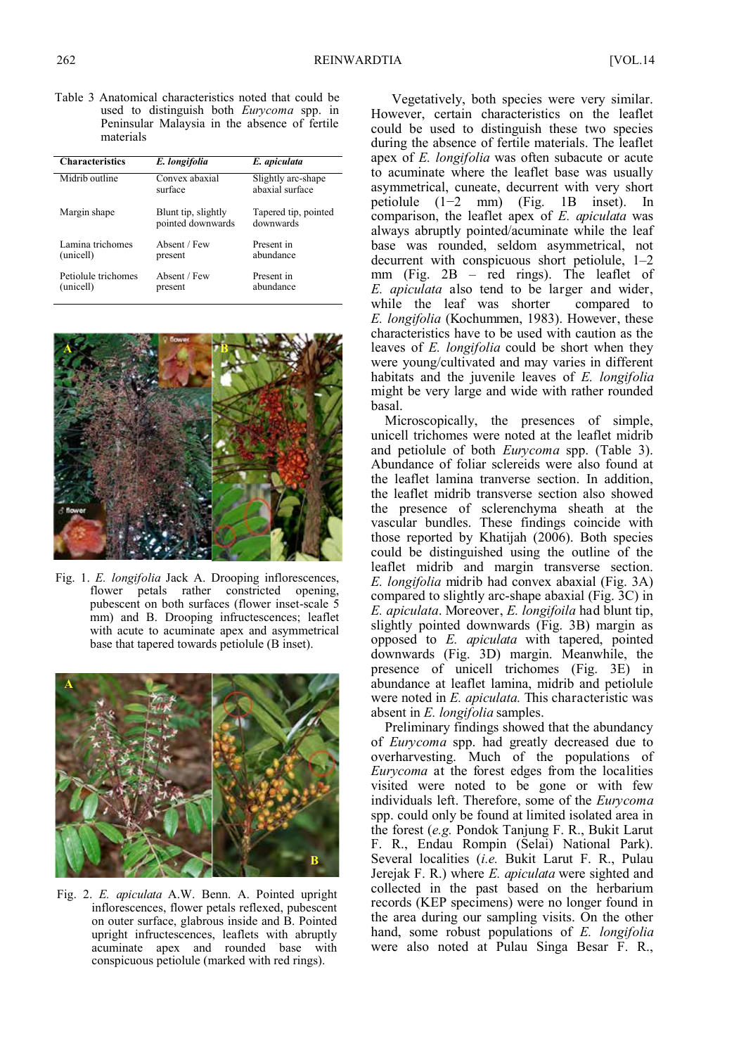Table 3 Anatomical characteristics noted that could be used to distinguish both *Eurycoma* spp. in Peninsular Malaysia in the absence of fertile materials

| Characteristics | *E. longifolia* | *E. apiculata* |
|---|---|---|
| Midrib outline | Convex abaxial surface | Slightly arc-shape abaxial surface |
| Margin shape | Blunt tip, slightly pointed downwards | Tapered tip, pointed downwards |
| Lamina trichomes (unicell) | Absent / Few present | Present in abundance |
| Petiolule trichomes (unicell) | Absent / Few present | Present in abundance |

Fig. 1. *E. longifolia* Jack A. Drooping inflorescences, flower petals rather constricted opening, pubescent on both surfaces (flower inset-scale 5 mm) and B. Drooping infructescences; leaflet with acute to acuminate apex and asymmetrical base that tapered towards petiolule (B inset).

Fig. 2. *E. apiculata* A.W. Benn. A. Pointed upright inflorescences, flower petals reflexed, pubescent on outer surface, glabrous inside and B. Pointed upright infructescences, leaflets with abruptly acuminate apex and rounded base with conspicuous petiolule (marked with red rings).

Vegetatively, both species were very similar. However, certain characteristics on the leaflet could be used to distinguish these two species during the absence of fertile materials. The leaflet apex of *E. longifolia* was often subacute or acute to acuminate where the leaflet base was usually asymmetrical, cuneate, decurrent with very short petiolule (1−2 mm) (Fig. 1B inset). In comparison, the leaflet apex of *E. apiculata* was always abruptly pointed/acuminate while the leaf base was rounded, seldom asymmetrical, not decurrent with conspicuous short petiolule, 1–2 mm (Fig. 2B – red rings). The leaflet of *E. apiculata* also tend to be larger and wider, while the leaf was shorter compared to *E. longifolia* (Kochummen, 1983). However, these characteristics have to be used with caution as the leaves of *E. longifolia* could be short when they were young/cultivated and may varies in different habitats and the juvenile leaves of *E. longifolia* might be very large and wide with rather rounded basal.

Microscopically, the presences of simple, unicell trichomes were noted at the leaflet midrib and petiolule of both *Eurycoma* spp. (Table 3). Abundance of foliar sclereids were also found at the leaflet lamina tranverse section. In addition, the leaflet midrib transverse section also showed the presence of sclerenchyma sheath at the vascular bundles. These findings coincide with those reported by Khatijah (2006). Both species could be distinguished using the outline of the leaflet midrib and margin transverse section. *E. longifolia* midrib had convex abaxial (Fig. 3A) compared to slightly arc-shape abaxial (Fig. 3C) in *E. apiculata*. Moreover, *E. longifoila* had blunt tip, slightly pointed downwards (Fig. 3B) margin as opposed to *E. apiculata* with tapered, pointed downwards (Fig. 3D) margin. Meanwhile, the presence of unicell trichomes (Fig. 3E) in abundance at leaflet lamina, midrib and petiolule were noted in *E. apiculata.* This characteristic was absent in *E. longifolia* samples.

Preliminary findings showed that the abundancy of *Eurycoma* spp. had greatly decreased due to overharvesting. Much of the populations of *Eurycoma* at the forest edges from the localities visited were noted to be gone or with few individuals left. Therefore, some of the *Eurycoma* spp. could only be found at limited isolated area in the forest (*e.g.* Pondok Tanjung F. R., Bukit Larut F. R., Endau Rompin (Selai) National Park). Several localities (*i.e.* Bukit Larut F. R., Pulau Jerejak F. R.) where *E. apiculata* were sighted and collected in the past based on the herbarium records (KEP specimens) were no longer found in the area during our sampling visits. On the other hand, some robust populations of *E. longifolia* were also noted at Pulau Singa Besar F. R.,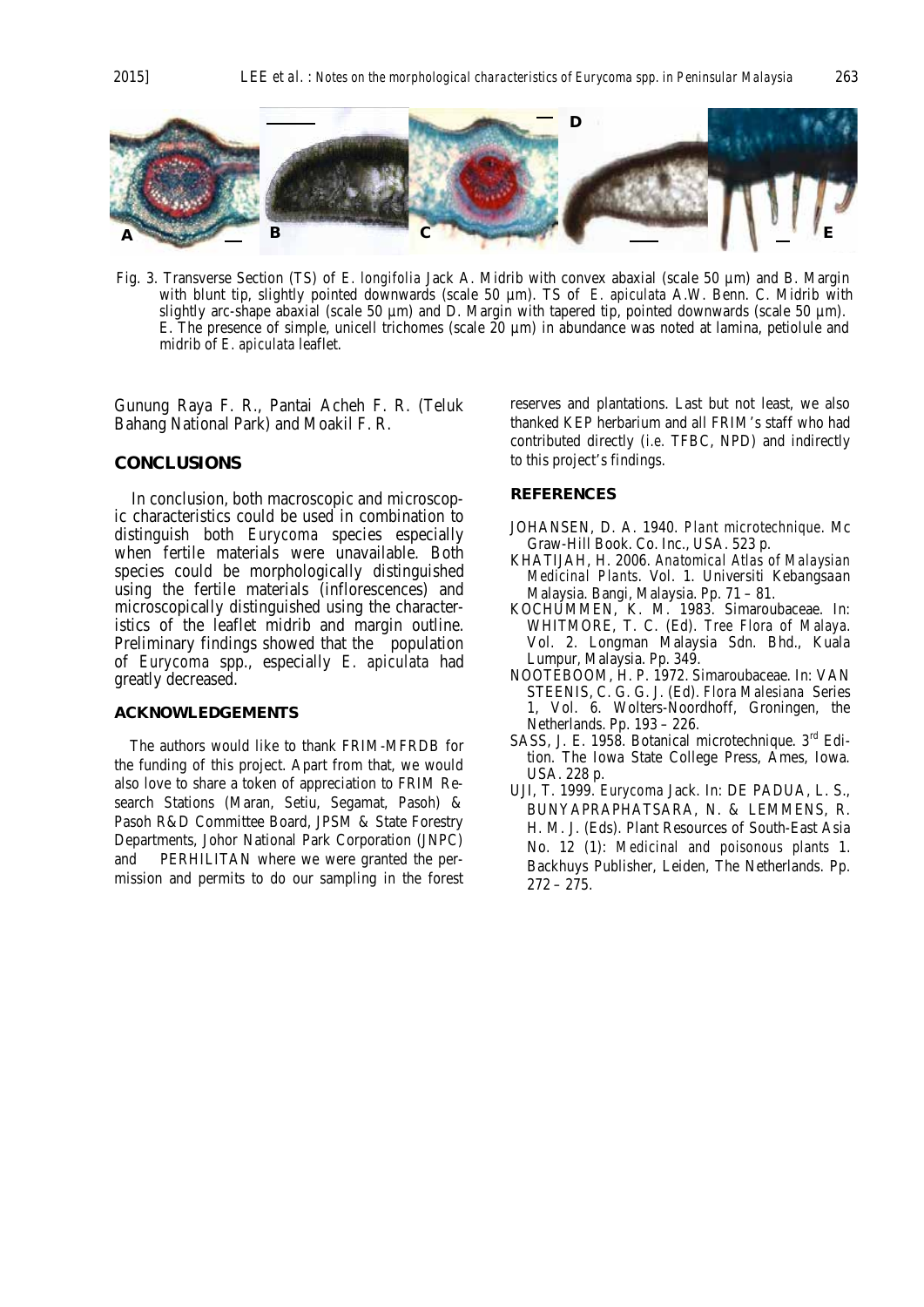Fig. 3. Transverse Section (TS) of *E. longifolia* Jack A. Midrib with convex abaxial (scale 50 µm) and B. Margin with blunt tip, slightly pointed downwards (scale 50 µm). TS of *E. apiculata* A.W. Benn. C. Midrib with slightly arc-shape abaxial (scale 50 µm) and D. Margin with tapered tip, pointed downwards (scale 50 µm). E. The presence of simple, unicell trichomes (scale 20 µm) in abundance was noted at lamina, petiolule and midrib of *E. apiculata* leaflet.

Gunung Raya F. R., Pantai Acheh F. R. (Teluk Bahang National Park) and Moakil F. R.

## CONCLUSIONS

In conclusion, both macroscopic and microscopic characteristics could be used in combination to distinguish both *Eurycoma* species especially when fertile materials were unavailable. Both species could be morphologically distinguished using the fertile materials (inflorescences) and microscopically distinguished using the characteristics of the leaflet midrib and margin outline. Preliminary findings showed that the population of *Eurycoma* spp., especially *E. apiculata* had greatly decreased.

## ACKNOWLEDGEMENTS

The authors would like to thank FRIM-MFRDB for the funding of this project. Apart from that, we would also love to share a token of appreciation to FRIM Research Stations (Maran, Setiu, Segamat, Pasoh) & Pasoh R&D Committee Board, JPSM & State Forestry Departments, Johor National Park Corporation (JNPC) and PERHILITAN where we were granted the permission and permits to do our sampling in the forest reserves and plantations. Last but not least, we also thanked KEP herbarium and all FRIM's staff who had contributed directly (i.e. TFBC, NPD) and indirectly to this project's findings.

## REFERENCES

JOHANSEN, D. A. 1940. *Plant microtechnique*. Mc Graw-Hill Book. Co. Inc., USA. 523 p.

KHATIJAH, H. 2006. *Anatomical Atlas of Malaysian Medicinal Plants*. Vol. 1. Universiti Kebangsaan Malaysia. Bangi, Malaysia. Pp. 71 – 81.

KOCHUMMEN, K. M. 1983. Simaroubaceae. In: WHITMORE, T. C. (Ed). *Tree Flora of Malaya*. Vol. 2. Longman Malaysia Sdn. Bhd., Kuala Lumpur, Malaysia. Pp. 349.

NOOTEBOOM, H. P. 1972. Simaroubaceae. In: VAN STEENIS, C. G. G. J. (Ed). *Flora Malesiana* Series 1, Vol. 6. Wolters-Noordhoff, Groningen, the Netherlands. Pp. 193 – 226.

SASS, J. E. 1958. Botanical microtechnique. 3rd Edition. The Iowa State College Press, Ames, Iowa. USA. 228 p.

UJI, T. 1999. *Eurycoma* Jack. In: DE PADUA, L. S., BUNYAPRAPHATSARA, N. & LEMMENS, R. H. M. J. (Eds). Plant Resources of South-East Asia No. 12 (1): *Medicinal and poisonous plants* 1. Backhuys Publisher, Leiden, The Netherlands. Pp. 272 – 275.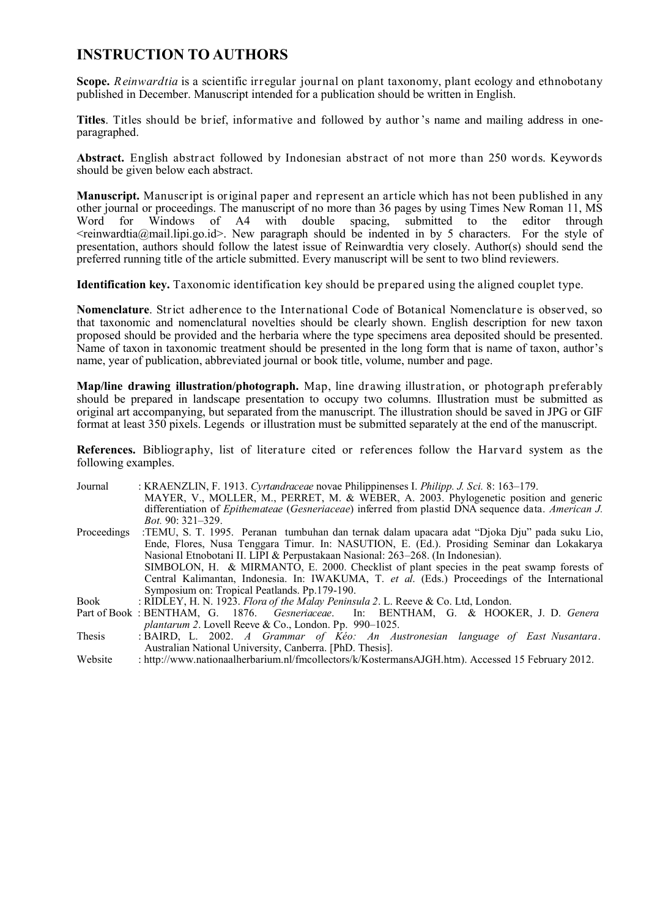## INSTRUCTION TO AUTHORS

**Scope.** *Reinwardtia* is a scientific irregular journal on plant taxonomy, plant ecology and ethnobotany published in December. Manuscript intended for a publication should be written in English.

**Titles**. Titles should be brief, informative and followed by author's name and mailing address in one-paragraphed.

**Abstract.** English abstract followed by Indonesian abstract of not more than 250 words. Keywords should be given below each abstract.

**Manuscript.** Manuscript is original paper and represent an article which has not been published in any other journal or proceedings. The manuscript of no more than 36 pages by using Times New Roman 11, MS Word for Windows of A4 with double spacing, submitted to the editor through <reinwardtia@mail.lipi.go.id>. New paragraph should be indented in by 5 characters. For the style of presentation, authors should follow the latest issue of Reinwardtia very closely. Author(s) should send the preferred running title of the article submitted. Every manuscript will be sent to two blind reviewers.

**Identification key.** Taxonomic identification key should be prepared using the aligned couplet type.

**Nomenclature**. Strict adherence to the International Code of Botanical Nomenclature is observed, so that taxonomic and nomenclatural novelties should be clearly shown. English description for new taxon proposed should be provided and the herbaria where the type specimens area deposited should be presented. Name of taxon in taxonomic treatment should be presented in the long form that is name of taxon, author's name, year of publication, abbreviated journal or book title, volume, number and page.

**Map/line drawing illustration/photograph.** Map, line drawing illustration, or photograph preferably should be prepared in landscape presentation to occupy two columns. Illustration must be submitted as original art accompanying, but separated from the manuscript. The illustration should be saved in JPG or GIF format at least 350 pixels. Legends or illustration must be submitted separately at the end of the manuscript.

**References.** Bibliography, list of literature cited or references follow the Harvard system as the following examples.

Journal : KRAENZLIN, F. 1913. *Cyrtandraceae* novae Philippinenses I. *Philipp. J. Sci.* 8: 163–179.
MAYER, V., MOLLER, M., PERRET, M. & WEBER, A. 2003. Phylogenetic position and generic differentiation of *Epithemateae* (*Gesneriaceae*) inferred from plastid DNA sequence data. *American J. Bot.* 90: 321–329.

Proceedings :TEMU, S. T. 1995. Peranan tumbuhan dan ternak dalam upacara adat "Djoka Dju" pada suku Lio, Ende, Flores, Nusa Tenggara Timur. In: NASUTION, E. (Ed.). Prosiding Seminar dan Lokakarya Nasional Etnobotani II. LIPI & Perpustakaan Nasional: 263–268. (In Indonesian).
SIMBOLON, H. & MIRMANTO, E. 2000. Checklist of plant species in the peat swamp forests of Central Kalimantan, Indonesia. In: IWAKUMA, T. *et al*. (Eds.) Proceedings of the International Symposium on: Tropical Peatlands. Pp.179-190.

Book : RIDLEY, H. N. 1923. *Flora of the Malay Peninsula 2*. L. Reeve & Co. Ltd, London.

Part of Book : BENTHAM, G. 1876. *Gesneriaceae*. In: BENTHAM, G. & HOOKER, J. D. *Genera plantarum 2*. Lovell Reeve & Co., London. Pp. 990–1025.

Thesis : BAIRD, L. 2002. *A Grammar of Kéo: An Austronesian language of East Nusantara*. Australian National University, Canberra. [PhD. Thesis].

Website : http://www.nationaalherbarium.nl/fmcollectors/k/KostermansAJGH.htm). Accessed 15 February 2012.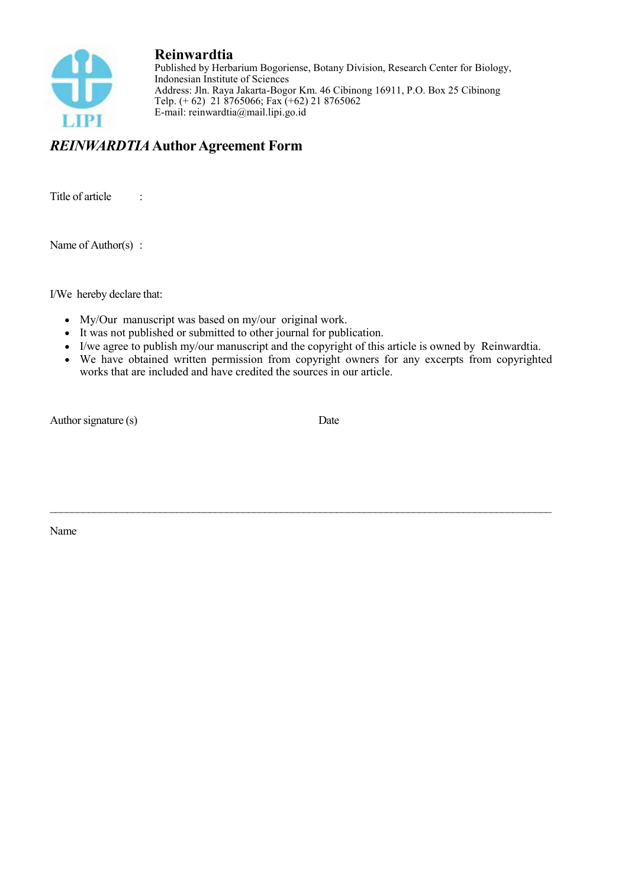**Reinwardtia**
Published by Herbarium Bogoriense, Botany Division, Research Center for Biology, Indonesian Institute of Sciences
Address: Jln. Raya Jakarta-Bogor Km. 46 Cibinong 16911, P.O. Box 25 Cibinong
Telp. (+ 62) 21 8765066; Fax (+62) 21 8765062
E-mail: reinwardtia@mail.lipi.go.id

## *REINWARDTIA* Author Agreement Form

Title of article :

Name of Author(s) :

I/We hereby declare that:

- My/Our manuscript was based on my/our original work.
- It was not published or submitted to other journal for publication.
- I/we agree to publish my/our manuscript and the copyright of this article is owned by Reinwardtia.
- We have obtained written permission from copyright owners for any excerpts from copyrighted works that are included and have credited the sources in our article.

Author signature (s) Date

---

Name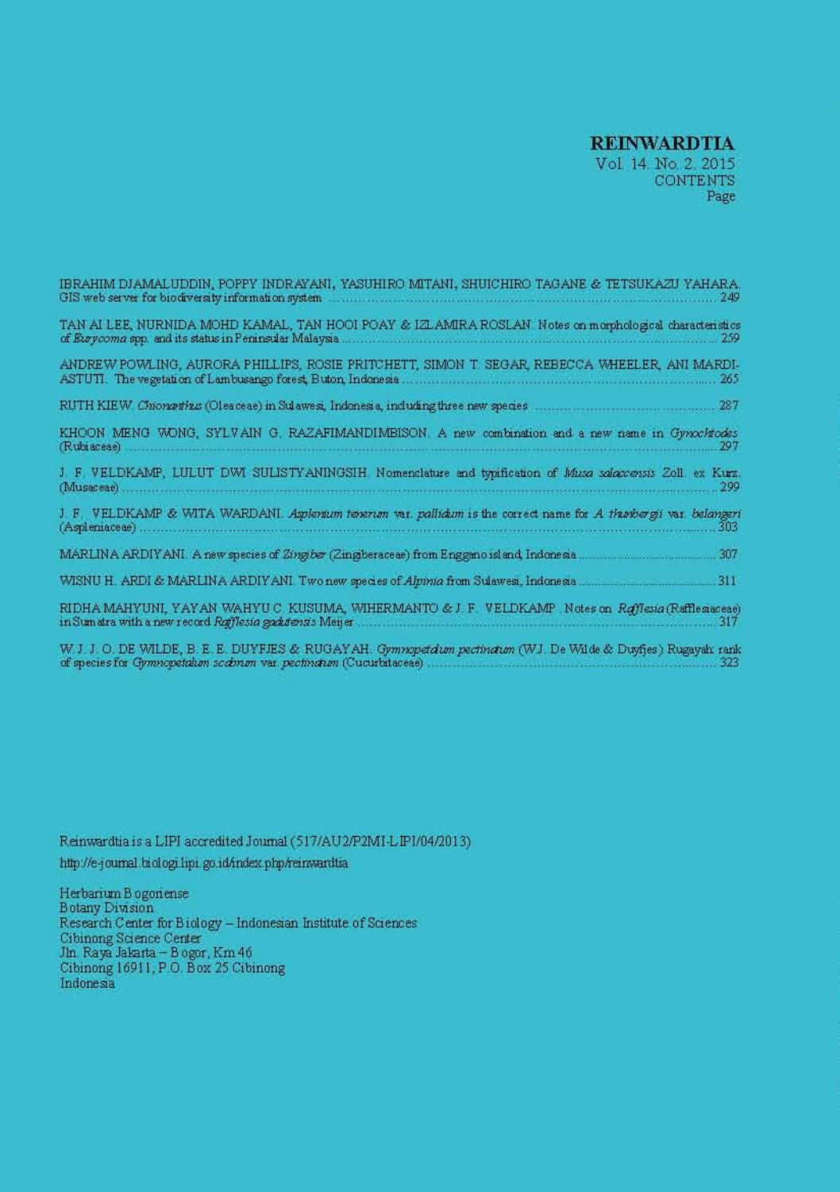# REINWARDTIA

Vol. 14. No. 2. 2015

CONTENTS

Page

IBRAHIM DJAMALUDDIN, POPPY INDRAYANI, YASUHIRO MITANI, SHUICHIRO TAGANE & TETSUKAZU YAHARA. GIS web server for biodiversity information system ........................................ 249

TAN AI LEE, NURNIDA MOHD KAMAL, TAN HOOI POAY & IZLAMIRA ROSLAN. Notes on morphological characteristics of *Eurycoma* spp. and its status in Peninsular Malaysia ........................................ 259

ANDREW POWLING, AURORA PHILLIPS, ROSIE PRITCHETT, SIMON T. SEGAR, REBECCA WHEELER, ANI MARDIASTUTI. The vegetation of Lambusango forest, Buton, Indonesia ........................................ 265

RUTH KIEW. *Chionanthus* (Oleaceae) in Sulawesi, Indonesia, including three new species ........................................ 287

KHOON MENG WONG, SYLVAIN G. RAZAFIMANDIMBISON. A new combination and a new name in *Gynochtodes* (Rubiaceae) ........................................ 297

J. F. VELDKAMP, LULUT DWI SULISTYANINGSIH. Nomenclature and typification of *Musa salaccensis* Zoll. ex Kurz. (Musaceae) ........................................ 299

J. F. VELDKAMP & WITA WARDANI. *Asplenium tenerum* var. *pallidum* is the correct name for *A. thunbergii* var. *belangeri* (Aspleniaceae) ........................................ 303

MARLINA ARDIYANI. A new species of *Zingiber* (Zingiberaceae) from Enggano island, Indonesia ........................................ 307

WISNU H. ARDI & MARLINA ARDIYANI. Two new species of *Alpinia* from Sulawesi, Indonesia ........................................ 311

RIDHA MAHYUNI, YAYAN WAHYU C. KUSUMA, WIHERMANTO & J. F. VELDKAMP. Notes on *Rafflesia* (Rafflesiaceae) in Sumatra with a new record *Rafflesia gadutensis* Meijer ........................................ 317

W. J. J. O. DE WILDE, B. E. E. DUYFJES & RUGAYAH. *Gymnopetalum pectinatum* (W.J. De Wilde & Duyfjes) Rugayah: rank of species for *Gymnopetalum scabrum* var. *pectinatum* (Cucurbitaceae) ........................................ 323

Reinwardtia is a LIPI accredited Journal (517/AU2/P2MI-LIPI/04/2013)

http://e-journal.biologi.lipi.go.id/index.php/reinwardtia

Herbarium Bogoriense
Botany Division
Research Center for Biology – Indonesian Institute of Sciences
Cibinong Science Center
Jln. Raya Jakarta – Bogor, Km 46
Cibinong 16911, P.O. Box 25 Cibinong
Indonesia